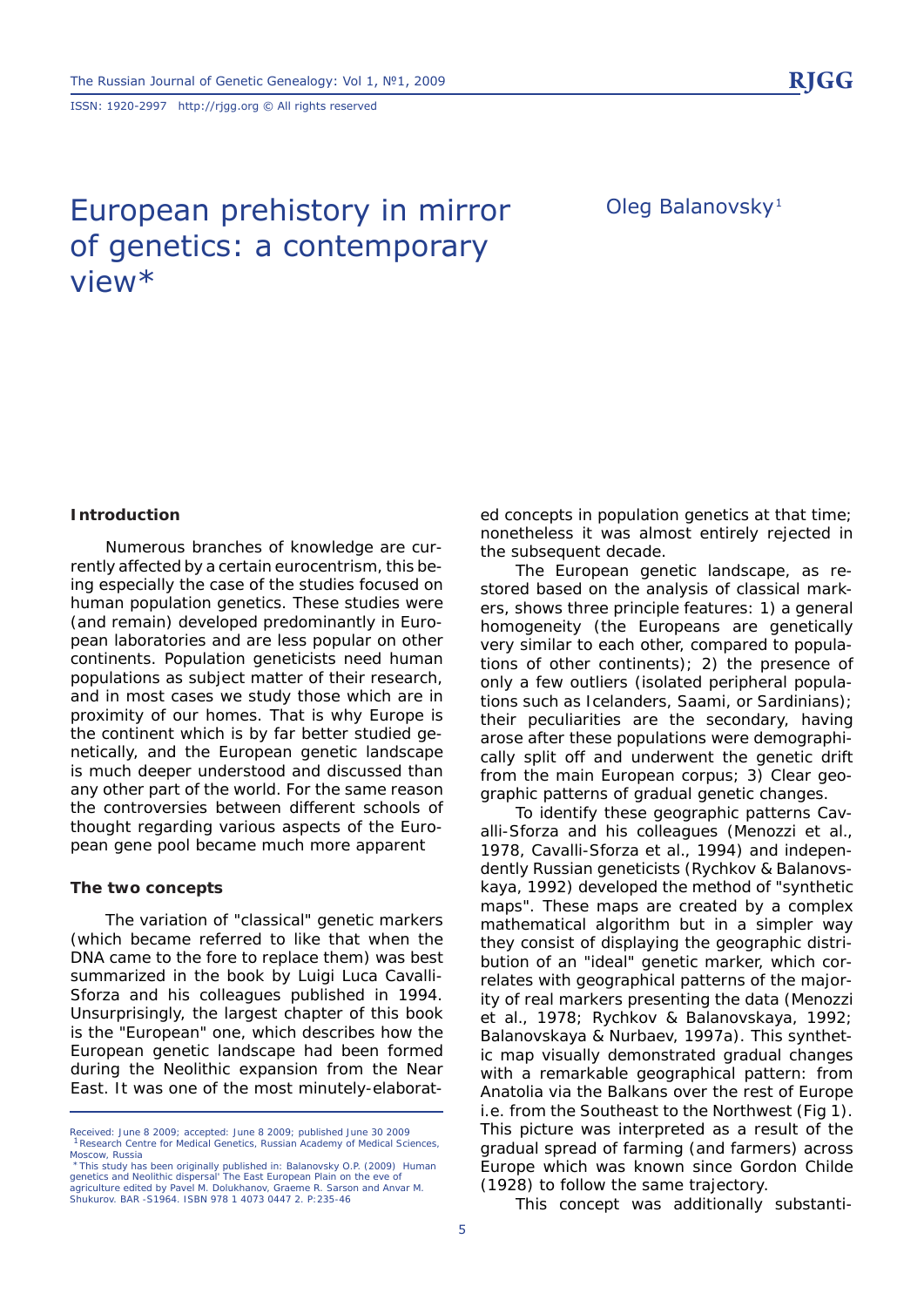# European prehistory in mirror of genetics: a contemporary view*

Oleg Balanovsky[1]

## Introduction

Numerous branches of knowledge are currently affected by a certain eurocentrism, this being especially the case of the studies focused on human population genetics. These studies were (and remain) developed predominantly in European laboratories and are less popular on other continents. Population geneticists need human populations as subject matter of their research, and in most cases we study those which are in proximity of our homes. That is why Europe is the continent which is by far better studied genetically, and the European genetic landscape is much deeper understood and discussed than any other part of the world. For the same reason the controversies between different schools of thought regarding various aspects of the European gene pool became much more apparent

## The two concepts

The variation of "classical" genetic markers (which became referred to like that when the DNA came to the fore to replace them) was best summarized in the book by Luigi Luca Cavalli-Sforza and his colleagues published in 1994. Unsurprisingly, the largest chapter of this book is the "European" one, which describes how the European genetic landscape had been formed during the Neolithic expansion from the Near East. It was one of the most minutely-elaborated concepts in population genetics at that time; nonetheless it was almost entirely rejected in the subsequent decade.

The European genetic landscape, as restored based on the analysis of classical markers, shows three principle features: 1) a general homogeneity (the Europeans are genetically very similar to each other, compared to populations of other continents); 2) the presence of only a few outliers (isolated peripheral populations such as Icelanders, Saami, or Sardinians); their peculiarities are the secondary, having arose after these populations were demographically split off and underwent the genetic drift from the main European corpus; 3) Clear geographic patterns of gradual genetic changes.

To identify these geographic patterns Cavalli-Sforza and his colleagues (Menozzi et al., 1978, Cavalli-Sforza et al., 1994) and independently Russian geneticists (Rychkov & Balanovskaya, 1992) developed the method of "synthetic maps". These maps are created by a complex mathematical algorithm but in a simpler way they consist of displaying the geographic distribution of an "ideal" genetic marker, which correlates with geographical patterns of the majority of real markers presenting the data (Menozzi et al., 1978; Rychkov & Balanovskaya, 1992; Balanovskaya & Nurbaev, 1997a). This synthetic map visually demonstrated gradual changes with a remarkable geographical pattern: from Anatolia via the Balkans over the rest of Europe i.e. from the Southeast to the Northwest (Fig 1). This picture was interpreted as a result of the gradual spread of farming (and farmers) across Europe which was known since Gordon Childe (1928) to follow the same trajectory.

This concept was additionally substanti-

---

Received: June 8 2009; accepted: June 8 2009; published June 30 2009

[1] Research Centre for Medical Genetics, Russian Academy of Medical Sciences, Moscow, Russia

*This study has been originally published in: Balanovsky O.P. (2009) Human genetics and Neolithic dispersal' The East European Plain on the eve of agriculture edited by Pavel M. Dolukhanov, Graeme R. Sarson and Anvar M. Shukurov. BAR -S1964. ISBN 978 1 4073 0447 2. P:235-46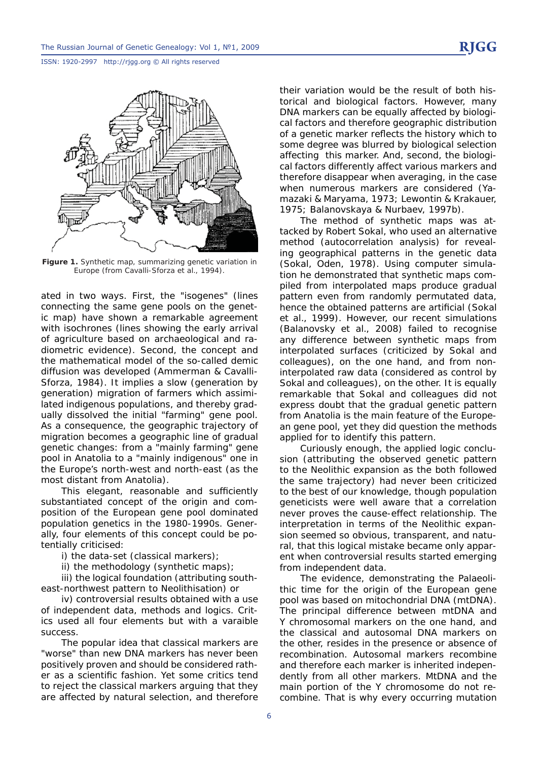**Figure 1.** Synthetic map, summarizing genetic variation in Europe (from Cavalli-Sforza et al., 1994).

ated in two ways. First, the "isogenes" (lines connecting the same gene pools on the genetic map) have shown a remarkable agreement with isochrones (lines showing the early arrival of agriculture based on archaeological and radiometric evidence). Second, the concept and the mathematical model of the so-called demic diffusion was developed (Ammerman & Cavalli-Sforza, 1984). It implies a slow (generation by generation) migration of farmers which assimilated indigenous populations, and thereby gradually dissolved the initial "farming" gene pool. As a consequence, the geographic trajectory of migration becomes a geographic line of gradual genetic changes: from a "mainly farming" gene pool in Anatolia to a "mainly indigenous" one in the Europe's north-west and north-east (as the most distant from Anatolia).

This elegant, reasonable and sufficiently substantiated concept of the origin and composition of the European gene pool dominated population genetics in the 1980-1990s. Generally, four elements of this concept could be potentially criticised:

i) the data-set (classical markers);

ii) the methodology (synthetic maps);

iii) the logical foundation (attributing south-east-northwest pattern to Neolithisation) or

iv) controversial results obtained with a use of independent data, methods and logics. Critics used all four elements but with a varaible success.

The popular idea that classical markers are "worse" than new DNA markers has never been positively proven and should be considered rather as a scientific fashion. Yet some critics tend to reject the classical markers arguing that they are affected by natural selection, and therefore their variation would be the result of both historical and biological factors. However, many DNA markers can be equally affected by biological factors and therefore geographic distribution of a genetic marker reflects the history which to some degree was blurred by biological selection affecting this marker. And, second, the biological factors differently affect various markers and therefore disappear when averaging, in the case when numerous markers are considered (Yamazaki & Maryama, 1973; Lewontin & Krakauer, 1975; Balanovskaya & Nurbaev, 1997b).

The method of synthetic maps was attacked by Robert Sokal, who used an alternative method (autocorrelation analysis) for revealing geographical patterns in the genetic data (Sokal, Oden, 1978). Using computer simulation he demonstrated that synthetic maps compiled from interpolated maps produce gradual pattern even from randomly permutated data, hence the obtained patterns are artificial (Sokal et al., 1999). However, our recent simulations (Balanovsky et al., 2008) failed to recognise any difference between synthetic maps from interpolated surfaces (criticized by Sokal and colleagues), on the one hand, and from non-interpolated raw data (considered as control by Sokal and colleagues), on the other. It is equally remarkable that Sokal and colleagues did not express doubt that the gradual genetic pattern from Anatolia is the main feature of the European gene pool, yet they did question the methods applied for to identify this pattern.

Curiously enough, the applied logic conclusion (attributing the observed genetic pattern to the Neolithic expansion as the both followed the same trajectory) had never been criticized to the best of our knowledge, though population geneticists were well aware that a correlation never proves the cause-effect relationship. The interpretation in terms of the Neolithic expansion seemed so obvious, transparent, and natural, that this logical mistake became only apparent when controversial results started emerging from independent data.

The evidence, demonstrating the Palaeolithic time for the origin of the European gene pool was based on mitochondrial DNA (mtDNA). The principal difference between mtDNA and Y chromosomal markers on the one hand, and the classical and autosomal DNA markers on the other, resides in the presence or absence of recombination. Autosomal markers recombine and therefore each marker is inherited independently from all other markers. MtDNA and the main portion of the Y chromosome do not recombine. That is why every occurring mutation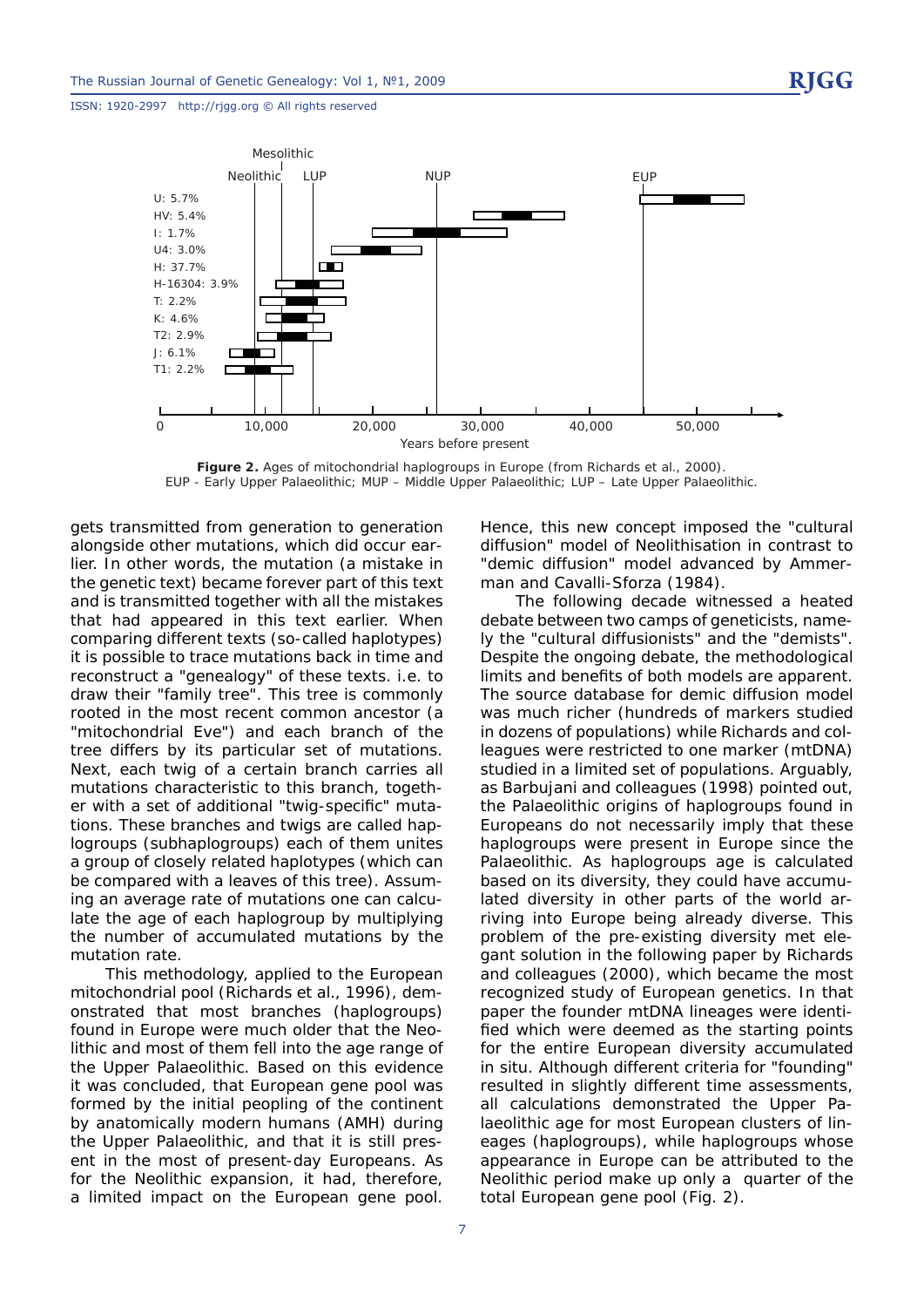Mesolithic

Neolithic LUP NUP EUP

U: 5.7%

HV: 5.4%

I: 1.7%

U4: 3.0%

H: 37.7%

H-16304: 3.9%

T: 2.2%

K: 4.6%

T2: 2.9%

J: 6.1%

T1: 2.2%

0 10,000 20,000 30,000 40,000 50,000

Years before present

**Figure 2.** Ages of mitochondrial haplogroups in Europe (from Richards et al., 2000). EUP - Early Upper Palaeolithic; MUP – Middle Upper Palaeolithic; LUP – Late Upper Palaeolithic.

gets transmitted from generation to generation alongside other mutations, which did occur earlier. In other words, the mutation (a mistake in the genetic text) became forever part of this text and is transmitted together with all the mistakes that had appeared in this text earlier. When comparing different texts (so-called haplotypes) it is possible to trace mutations back in time and reconstruct a "genealogy" of these texts. i.e. to draw their "family tree". This tree is commonly rooted in the most recent common ancestor (a "mitochondrial Eve") and each branch of the tree differs by its particular set of mutations. Next, each twig of a certain branch carries all mutations characteristic to this branch, together with a set of additional "twig-specific" mutations. These branches and twigs are called haplogroups (subhaplogroups) each of them unites a group of closely related haplotypes (which can be compared with a leaves of this tree). Assuming an average rate of mutations one can calculate the age of each haplogroup by multiplying the number of accumulated mutations by the mutation rate.

This methodology, applied to the European mitochondrial pool (Richards et al., 1996), demonstrated that most branches (haplogroups) found in Europe were much older that the Neolithic and most of them fell into the age range of the Upper Palaeolithic. Based on this evidence it was concluded, that European gene pool was formed by the initial peopling of the continent by anatomically modern humans (AMH) during the Upper Palaeolithic, and that it is still present in the most of present-day Europeans. As for the Neolithic expansion, it had, therefore, a limited impact on the European gene pool. Hence, this new concept imposed the "cultural diffusion" model of Neolithisation in contrast to "demic diffusion" model advanced by Ammerman and Cavalli-Sforza (1984).

The following decade witnessed a heated debate between two camps of geneticists, namely the "cultural diffusionists" and the "demists". Despite the ongoing debate, the methodological limits and benefits of both models are apparent. The source database for demic diffusion model was much richer (hundreds of markers studied in dozens of populations) while Richards and colleagues were restricted to one marker (mtDNA) studied in a limited set of populations. Arguably, as Barbujani and colleagues (1998) pointed out, the Palaeolithic origins of haplogroups found in Europeans do not necessarily imply that these haplogroups were present in Europe since the Palaeolithic. As haplogroups age is calculated based on its diversity, they could have accumulated diversity in other parts of the world arriving into Europe being already diverse. This problem of the pre-existing diversity met elegant solution in the following paper by Richards and colleagues (2000), which became the most recognized study of European genetics. In that paper the founder mtDNA lineages were identified which were deemed as the starting points for the entire European diversity accumulated in situ. Although different criteria for "founding" resulted in slightly different time assessments, all calculations demonstrated the Upper Palaeolithic age for most European clusters of lineages (haplogroups), while haplogroups whose appearance in Europe can be attributed to the Neolithic period make up only a quarter of the total European gene pool (Fig. 2).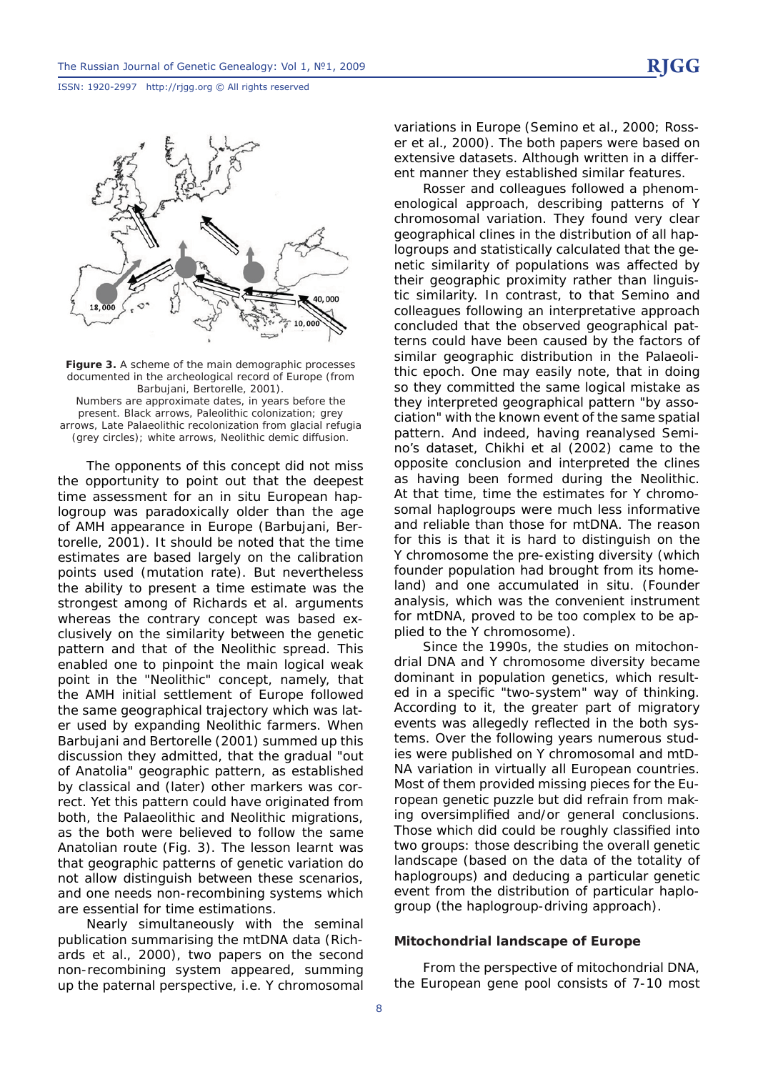**Figure 3.** A scheme of the main demographic processes documented in the archeological record of Europe (from Barbujani, Bertorelle, 2001).
Numbers are approximate dates, in years before the present. Black arrows, Paleolithic colonization; grey arrows, Late Palaeolithic recolonization from glacial refugia (grey circles); white arrows, Neolithic demic diffusion.

The opponents of this concept did not miss the opportunity to point out that the deepest time assessment for an in situ European haplogroup was paradoxically older than the age of AMH appearance in Europe (Barbujani, Bertorelle, 2001). It should be noted that the time estimates are based largely on the calibration points used (mutation rate). But nevertheless the ability to present a time estimate was the strongest among of Richards et al. arguments whereas the contrary concept was based exclusively on the similarity between the genetic pattern and that of the Neolithic spread. This enabled one to pinpoint the main logical weak point in the "Neolithic" concept, namely, that the AMH initial settlement of Europe followed the same geographical trajectory which was later used by expanding Neolithic farmers. When Barbujani and Bertorelle (2001) summed up this discussion they admitted, that the gradual "out of Anatolia" geographic pattern, as established by classical and (later) other markers was correct. Yet this pattern could have originated from both, the Palaeolithic and Neolithic migrations, as the both were believed to follow the same Anatolian route (Fig. 3). The lesson learnt was that geographic patterns of genetic variation do not allow distinguish between these scenarios, and one needs non-recombining systems which are essential for time estimations.

Nearly simultaneously with the seminal publication summarising the mtDNA data (Richards et al., 2000), two papers on the second non-recombining system appeared, summing up the paternal perspective, i.e. Y chromosomal variations in Europe (Semino et al., 2000; Rosser et al., 2000). The both papers were based on extensive datasets. Although written in a different manner they established similar features.

Rosser and colleagues followed a phenomenological approach, describing patterns of Y chromosomal variation. They found very clear geographical clines in the distribution of all haplogroups and statistically calculated that the genetic similarity of populations was affected by their geographic proximity rather than linguistic similarity. In contrast, to that Semino and colleagues following an interpretative approach concluded that the observed geographical patterns could have been caused by the factors of similar geographic distribution in the Palaeolithic epoch. One may easily note, that in doing so they committed the same logical mistake as they interpreted geographical pattern "by association" with the known event of the same spatial pattern. And indeed, having reanalysed Semino's dataset, Chikhi et al (2002) came to the opposite conclusion and interpreted the clines as having been formed during the Neolithic. At that time, time the estimates for Y chromosomal haplogroups were much less informative and reliable than those for mtDNA. The reason for this is that it is hard to distinguish on the Y chromosome the pre-existing diversity (which founder population had brought from its homeland) and one accumulated in situ. (Founder analysis, which was the convenient instrument for mtDNA, proved to be too complex to be applied to the Y chromosome).

Since the 1990s, the studies on mitochondrial DNA and Y chromosome diversity became dominant in population genetics, which resulted in a specific "two-system" way of thinking. According to it, the greater part of migratory events was allegedly reflected in the both systems. Over the following years numerous studies were published on Y chromosomal and mtDNA variation in virtually all European countries. Most of them provided missing pieces for the European genetic puzzle but did refrain from making oversimplified and/or general conclusions. Those which did could be roughly classified into two groups: those describing the overall genetic landscape (based on the data of the totality of haplogroups) and deducing a particular genetic event from the distribution of particular haplogroup (the haplogroup-driving approach).

### Mitochondrial landscape of Europe

From the perspective of mitochondrial DNA, the European gene pool consists of 7-10 most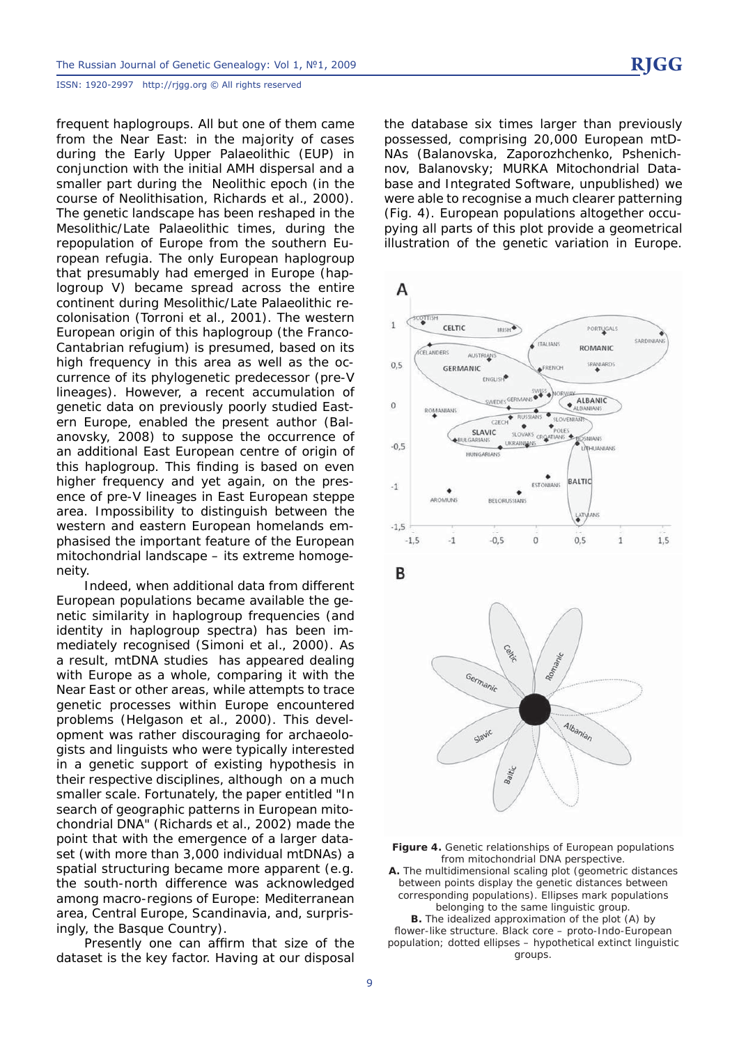frequent haplogroups. All but one of them came from the Near East: in the majority of cases during the Early Upper Palaeolithic (EUP) in conjunction with the initial AMH dispersal and a smaller part during the Neolithic epoch (in the course of Neolithisation, Richards et al., 2000). The genetic landscape has been reshaped in the Mesolithic/Late Palaeolithic times, during the repopulation of Europe from the southern European refugia. The only European haplogroup that presumably had emerged in Europe (haplogroup V) became spread across the entire continent during Mesolithic/Late Palaeolithic recolonisation (Torroni et al., 2001). The western European origin of this haplogroup (the Franco-Cantabrian refugium) is presumed, based on its high frequency in this area as well as the occurrence of its phylogenetic predecessor (pre-V lineages). However, a recent accumulation of genetic data on previously poorly studied Eastern Europe, enabled the present author (Balanovsky, 2008) to suppose the occurrence of an additional East European centre of origin of this haplogroup. This finding is based on even higher frequency and yet again, on the presence of pre-V lineages in East European steppe area. Impossibility to distinguish between the western and eastern European homelands emphasised the important feature of the European mitochondrial landscape – its extreme homogeneity.

Indeed, when additional data from different European populations became available the genetic similarity in haplogroup frequencies (and identity in haplogroup spectra) has been immediately recognised (Simoni et al., 2000). As a result, mtDNA studies has appeared dealing with Europe as a whole, comparing it with the Near East or other areas, while attempts to trace genetic processes within Europe encountered problems (Helgason et al., 2000). This development was rather discouraging for archaeologists and linguists who were typically interested in a genetic support of existing hypothesis in their respective disciplines, although on a much smaller scale. Fortunately, the paper entitled "In search of geographic patterns in European mitochondrial DNA" (Richards et al., 2002) made the point that with the emergence of a larger dataset (with more than 3,000 individual mtDNAs) a spatial structuring became more apparent (e.g. the south-north difference was acknowledged among macro-regions of Europe: Mediterranean area, Central Europe, Scandinavia, and, surprisingly, the Basque Country).

Presently one can affirm that size of the dataset is the key factor. Having at our disposal the database six times larger than previously possessed, comprising 20,000 European mtDNAs (Balanovska, Zaporozhchenko, Pshenichnov, Balanovsky; MURKA Mitochondrial Database and Integrated Software, unpublished) we were able to recognise a much clearer patterning (Fig. 4). European populations altogether occupying all parts of this plot provide a geometrical illustration of the genetic variation in Europe.

**Figure 4.** Genetic relationships of European populations from mitochondrial DNA perspective.
**A.** The multidimensional scaling plot (geometric distances between points display the genetic distances between corresponding populations). Ellipses mark populations belonging to the same linguistic group.
**B.** The idealized approximation of the plot (A) by flower-like structure. Black core – proto-Indo-European population; dotted ellipses – hypothetical extinct linguistic groups.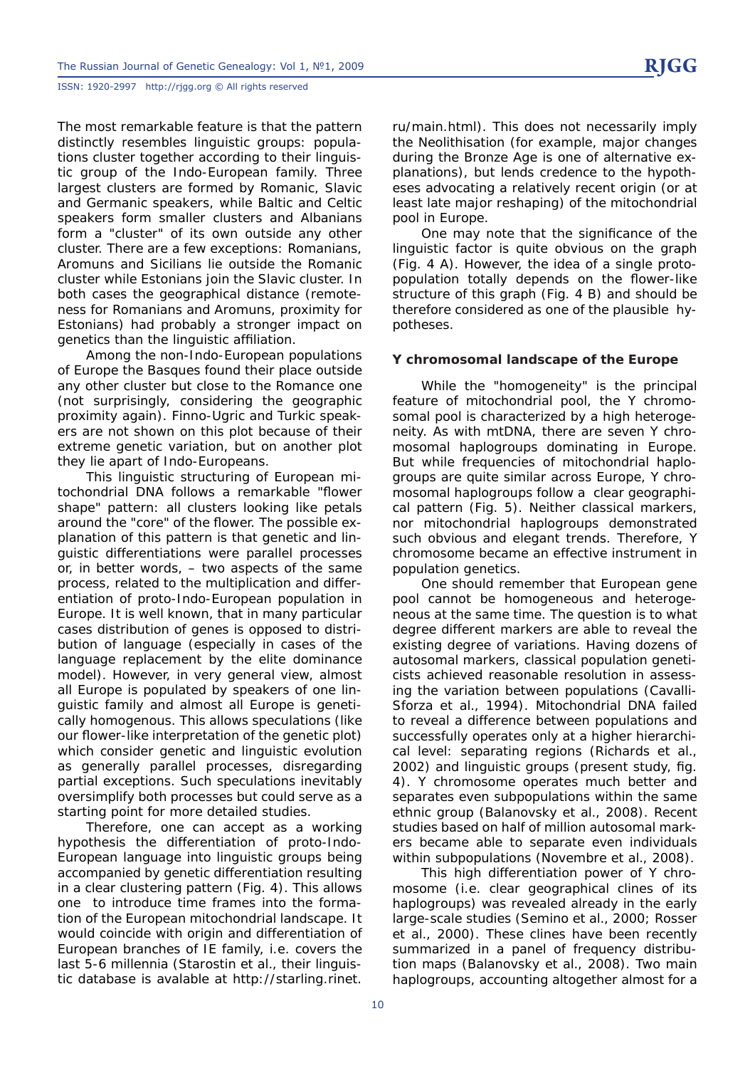The most remarkable feature is that the pattern distinctly resembles linguistic groups: populations cluster together according to their linguistic group of the Indo-European family. Three largest clusters are formed by Romanic, Slavic and Germanic speakers, while Baltic and Celtic speakers form smaller clusters and Albanians form a "cluster" of its own outside any other cluster. There are a few exceptions: Romanians, Aromuns and Sicilians lie outside the Romanic cluster while Estonians join the Slavic cluster. In both cases the geographical distance (remoteness for Romanians and Aromuns, proximity for Estonians) had probably a stronger impact on genetics than the linguistic affiliation.

Among the non-Indo-European populations of Europe the Basques found their place outside any other cluster but close to the Romance one (not surprisingly, considering the geographic proximity again). Finno-Ugric and Turkic speakers are not shown on this plot because of their extreme genetic variation, but on another plot they lie apart of Indo-Europeans.

This linguistic structuring of European mitochondrial DNA follows a remarkable "flower shape" pattern: all clusters looking like petals around the "core" of the flower. The possible explanation of this pattern is that genetic and linguistic differentiations were parallel processes or, in better words, – two aspects of the same process, related to the multiplication and differentiation of proto-Indo-European population in Europe. It is well known, that in many particular cases distribution of genes is opposed to distribution of language (especially in cases of the language replacement by the elite dominance model). However, in very general view, almost all Europe is populated by speakers of one linguistic family and almost all Europe is genetically homogenous. This allows speculations (like our flower-like interpretation of the genetic plot) which consider genetic and linguistic evolution as generally parallel processes, disregarding partial exceptions. Such speculations inevitably oversimplify both processes but could serve as a starting point for more detailed studies.

Therefore, one can accept as a working hypothesis the differentiation of proto-Indo-European language into linguistic groups being accompanied by genetic differentiation resulting in a clear clustering pattern (Fig. 4). This allows one to introduce time frames into the formation of the European mitochondrial landscape. It would coincide with origin and differentiation of European branches of IE family, i.e. covers the last 5-6 millennia (Starostin et al., their linguistic database is avalable at http://starling.rinet.ru/main.html). This does not necessarily imply the Neolithisation (for example, major changes during the Bronze Age is one of alternative explanations), but lends credence to the hypotheses advocating a relatively recent origin (or at least late major reshaping) of the mitochondrial pool in Europe.

One may note that the significance of the linguistic factor is quite obvious on the graph (Fig. 4 A). However, the idea of a single proto-population totally depends on the flower-like structure of this graph (Fig. 4 B) and should be therefore considered as one of the plausible hypotheses.

### Y chromosomal landscape of the Europe

While the "homogeneity" is the principal feature of mitochondrial pool, the Y chromosomal pool is characterized by a high heterogeneity. As with mtDNA, there are seven Y chromosomal haplogroups dominating in Europe. But while frequencies of mitochondrial haplogroups are quite similar across Europe, Y chromosomal haplogroups follow a clear geographical pattern (Fig. 5). Neither classical markers, nor mitochondrial haplogroups demonstrated such obvious and elegant trends. Therefore, Y chromosome became an effective instrument in population genetics.

One should remember that European gene pool cannot be homogeneous and heterogeneous at the same time. The question is to what degree different markers are able to reveal the existing degree of variations. Having dozens of autosomal markers, classical population geneticists achieved reasonable resolution in assessing the variation between populations (Cavalli-Sforza et al., 1994). Mitochondrial DNA failed to reveal a difference between populations and successfully operates only at a higher hierarchical level: separating regions (Richards et al., 2002) and linguistic groups (present study, fig. 4). Y chromosome operates much better and separates even subpopulations within the same ethnic group (Balanovsky et al., 2008). Recent studies based on half of million autosomal markers became able to separate even individuals within subpopulations (Novembre et al., 2008).

This high differentiation power of Y chromosome (i.e. clear geographical clines of its haplogroups) was revealed already in the early large-scale studies (Semino et al., 2000; Rosser et al., 2000). These clines have been recently summarized in a panel of frequency distribution maps (Balanovsky et al., 2008). Two main haplogroups, accounting altogether almost for a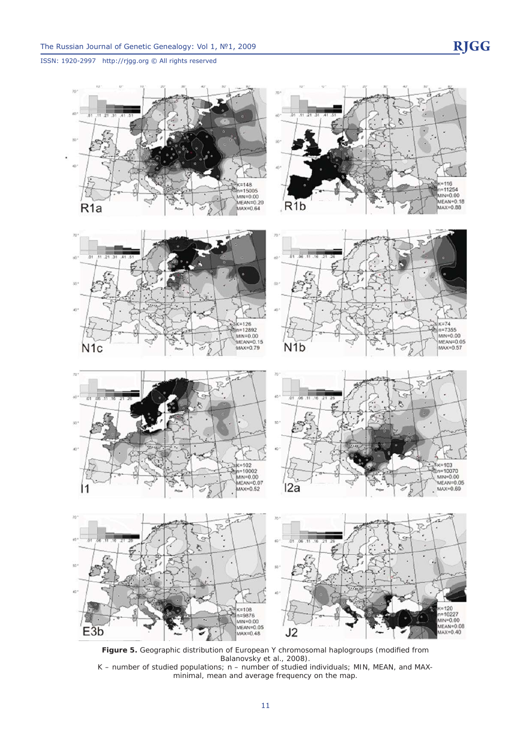**Figure 5.** Geographic distribution of European Y chromosomal haplogroups (modified from Balanovsky et al., 2008).

K – number of studied populations; n – number of studied individuals; MIN, MEAN, and MAX-minimal, mean and average frequency on the map.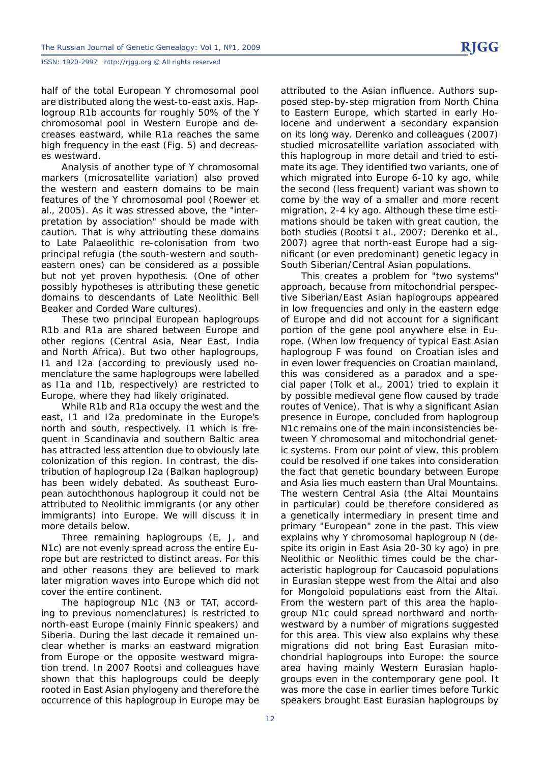half of the total European Y chromosomal pool are distributed along the west-to-east axis. Haplogroup R1b accounts for roughly 50% of the Y chromosomal pool in Western Europe and decreases eastward, while R1a reaches the same high frequency in the east (Fig. 5) and decreases westward.

Analysis of another type of Y chromosomal markers (microsatellite variation) also proved the western and eastern domains to be main features of the Y chromosomal pool (Roewer et al., 2005). As it was stressed above, the "interpretation by association" should be made with caution. That is why attributing these domains to Late Palaeolithic re-colonisation from two principal refugia (the south-western and south-eastern ones) can be considered as a possible but not yet proven hypothesis. (One of other possibly hypotheses is attributing these genetic domains to descendants of Late Neolithic Bell Beaker and Corded Ware cultures).

These two principal European haplogroups R1b and R1a are shared between Europe and other regions (Central Asia, Near East, India and North Africa). But two other haplogroups, I1 and I2a (according to previously used nomenclature the same haplogroups were labelled as I1a and I1b, respectively) are restricted to Europe, where they had likely originated.

While R1b and R1a occupy the west and the east, I1 and I2a predominate in the Europe's north and south, respectively. I1 which is frequent in Scandinavia and southern Baltic area has attracted less attention due to obviously late colonization of this region. In contrast, the distribution of haplogroup I2a (Balkan haplogroup) has been widely debated. As southeast European autochthonous haplogroup it could not be attributed to Neolithic immigrants (or any other immigrants) into Europe. We will discuss it in more details below.

Three remaining haplogroups (E, J, and N1c) are not evenly spread across the entire Europe but are restricted to distinct areas. For this and other reasons they are believed to mark later migration waves into Europe which did not cover the entire continent.

The haplogroup N1c (N3 or TAT, according to previous nomenclatures) is restricted to north-east Europe (mainly Finnic speakers) and Siberia. During the last decade it remained unclear whether is marks an eastward migration from Europe or the opposite westward migration trend. In 2007 Rootsi and colleagues have shown that this haplogroups could be deeply rooted in East Asian phylogeny and therefore the occurrence of this haplogroup in Europe may be attributed to the Asian influence. Authors supposed step-by-step migration from North China to Eastern Europe, which started in early Holocene and underwent a secondary expansion on its long way. Derenko and colleagues (2007) studied microsatellite variation associated with this haplogroup in more detail and tried to estimate its age. They identified two variants, one of which migrated into Europe 6-10 ky ago, while the second (less frequent) variant was shown to come by the way of a smaller and more recent migration, 2-4 ky ago. Although these time estimations should be taken with great caution, the both studies (Rootsi t al., 2007; Derenko et al., 2007) agree that north-east Europe had a significant (or even predominant) genetic legacy in South Siberian/Central Asian populations.

This creates a problem for "two systems" approach, because from mitochondrial perspective Siberian/East Asian haplogroups appeared in low frequencies and only in the eastern edge of Europe and did not account for a significant portion of the gene pool anywhere else in Europe. (When low frequency of typical East Asian haplogroup F was found on Croatian isles and in even lower frequencies on Croatian mainland, this was considered as a paradox and a special paper (Tolk et al., 2001) tried to explain it by possible medieval gene flow caused by trade routes of Venice). That is why a significant Asian presence in Europe, concluded from haplogroup N1c remains one of the main inconsistencies between Y chromosomal and mitochondrial genetic systems. From our point of view, this problem could be resolved if one takes into consideration the fact that genetic boundary between Europe and Asia lies much eastern than Ural Mountains. The western Central Asia (the Altai Mountains in particular) could be therefore considered as a genetically intermediary in present time and primary "European" zone in the past. This view explains why Y chromosomal haplogroup N (despite its origin in East Asia 20-30 ky ago) in pre Neolithic or Neolithic times could be the characteristic haplogroup for Caucasoid populations in Eurasian steppe west from the Altai and also for Mongoloid populations east from the Altai. From the western part of this area the haplogroup N1c could spread northward and northwestward by a number of migrations suggested for this area. This view also explains why these migrations did not bring East Eurasian mitochondrial haplogroups into Europe: the source area having mainly Western Eurasian haplogroups even in the contemporary gene pool. It was more the case in earlier times before Turkic speakers brought East Eurasian haplogroups by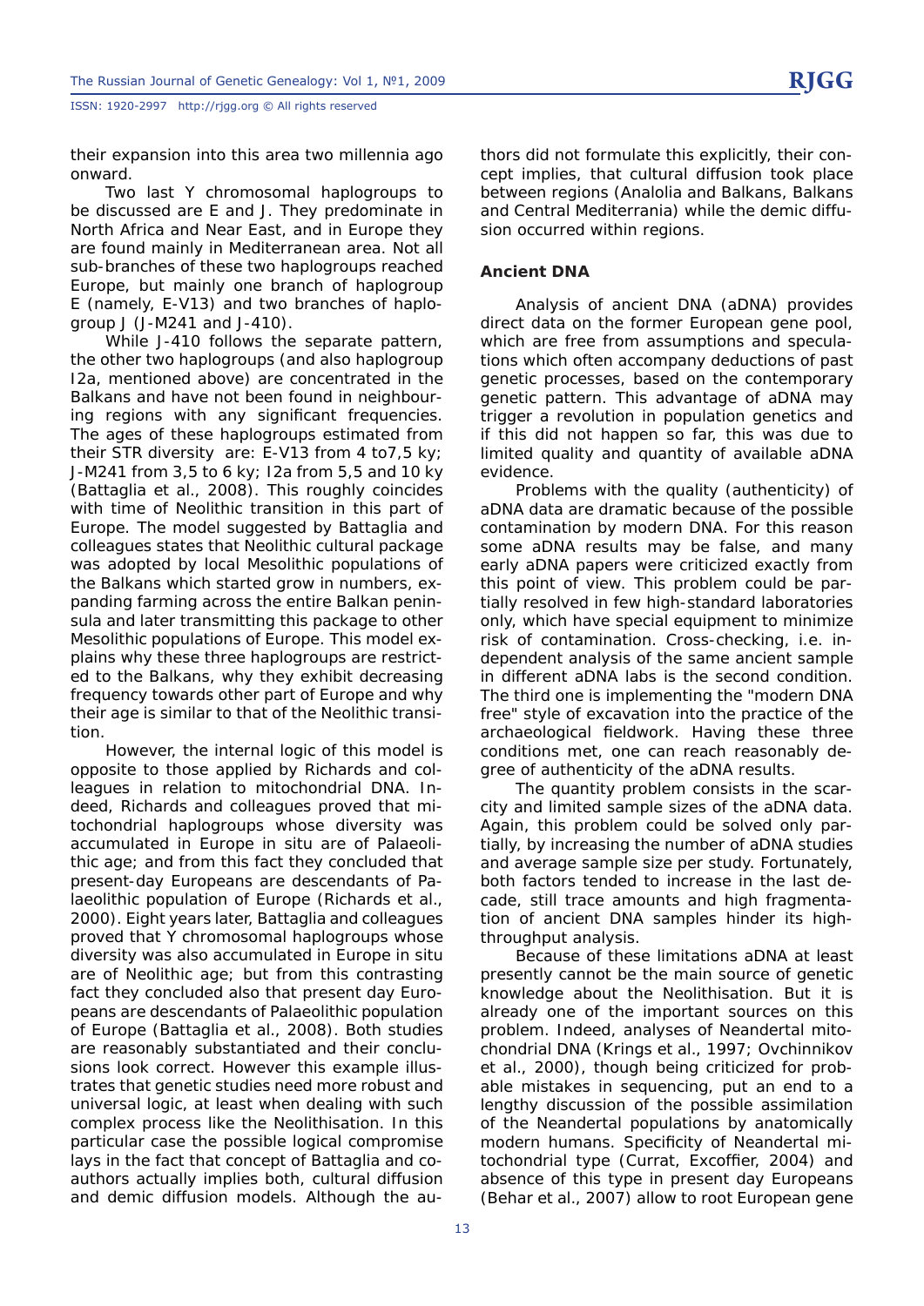their expansion into this area two millennia ago onward.

Two last Y chromosomal haplogroups to be discussed are E and J. They predominate in North Africa and Near East, and in Europe they are found mainly in Mediterranean area. Not all sub-branches of these two haplogroups reached Europe, but mainly one branch of haplogroup E (namely, E-V13) and two branches of haplogroup J (J-M241 and J-410).

While J-410 follows the separate pattern, the other two haplogroups (and also haplogroup I2a, mentioned above) are concentrated in the Balkans and have not been found in neighbouring regions with any significant frequencies. The ages of these haplogroups estimated from their STR diversity are: E-V13 from 4 to7,5 ky; J-M241 from 3,5 to 6 ky; I2a from 5,5 and 10 ky (Battaglia et al., 2008). This roughly coincides with time of Neolithic transition in this part of Europe. The model suggested by Battaglia and colleagues states that Neolithic cultural package was adopted by local Mesolithic populations of the Balkans which started grow in numbers, expanding farming across the entire Balkan peninsula and later transmitting this package to other Mesolithic populations of Europe. This model explains why these three haplogroups are restricted to the Balkans, why they exhibit decreasing frequency towards other part of Europe and why their age is similar to that of the Neolithic transition.

However, the internal logic of this model is opposite to those applied by Richards and colleagues in relation to mitochondrial DNA. Indeed, Richards and colleagues proved that mitochondrial haplogroups whose diversity was accumulated in Europe in situ are of Palaeolithic age; and from this fact they concluded that present-day Europeans are descendants of Palaeolithic population of Europe (Richards et al., 2000). Eight years later, Battaglia and colleagues proved that Y chromosomal haplogroups whose diversity was also accumulated in Europe in situ are of Neolithic age; but from this contrasting fact they concluded also that present day Europeans are descendants of Palaeolithic population of Europe (Battaglia et al., 2008). Both studies are reasonably substantiated and their conclusions look correct. However this example illustrates that genetic studies need more robust and universal logic, at least when dealing with such complex process like the Neolithisation. In this particular case the possible logical compromise lays in the fact that concept of Battaglia and co-authors actually implies both, cultural diffusion and demic diffusion models. Although the authors did not formulate this explicitly, their concept implies, that cultural diffusion took place between regions (Analolia and Balkans, Balkans and Central Mediterrania) while the demic diffusion occurred within regions.

## Ancient DNA

Analysis of ancient DNA (aDNA) provides direct data on the former European gene pool, which are free from assumptions and speculations which often accompany deductions of past genetic processes, based on the contemporary genetic pattern. This advantage of aDNA may trigger a revolution in population genetics and if this did not happen so far, this was due to limited quality and quantity of available aDNA evidence.

Problems with the quality (authenticity) of aDNA data are dramatic because of the possible contamination by modern DNA. For this reason some aDNA results may be false, and many early aDNA papers were criticized exactly from this point of view. This problem could be partially resolved in few high-standard laboratories only, which have special equipment to minimize risk of contamination. Cross-checking, i.e. independent analysis of the same ancient sample in different aDNA labs is the second condition. The third one is implementing the "modern DNA free" style of excavation into the practice of the archaeological fieldwork. Having these three conditions met, one can reach reasonably degree of authenticity of the aDNA results.

The quantity problem consists in the scarcity and limited sample sizes of the aDNA data. Again, this problem could be solved only partially, by increasing the number of aDNA studies and average sample size per study. Fortunately, both factors tended to increase in the last decade, still trace amounts and high fragmentation of ancient DNA samples hinder its high-throughput analysis.

Because of these limitations aDNA at least presently cannot be the main source of genetic knowledge about the Neolithisation. But it is already one of the important sources on this problem. Indeed, analyses of Neandertal mitochondrial DNA (Krings et al., 1997; Ovchinnikov et al., 2000), though being criticized for probable mistakes in sequencing, put an end to a lengthy discussion of the possible assimilation of the Neandertal populations by anatomically modern humans. Specificity of Neandertal mitochondrial type (Currat, Excoffier, 2004) and absence of this type in present day Europeans (Behar et al., 2007) allow to root European gene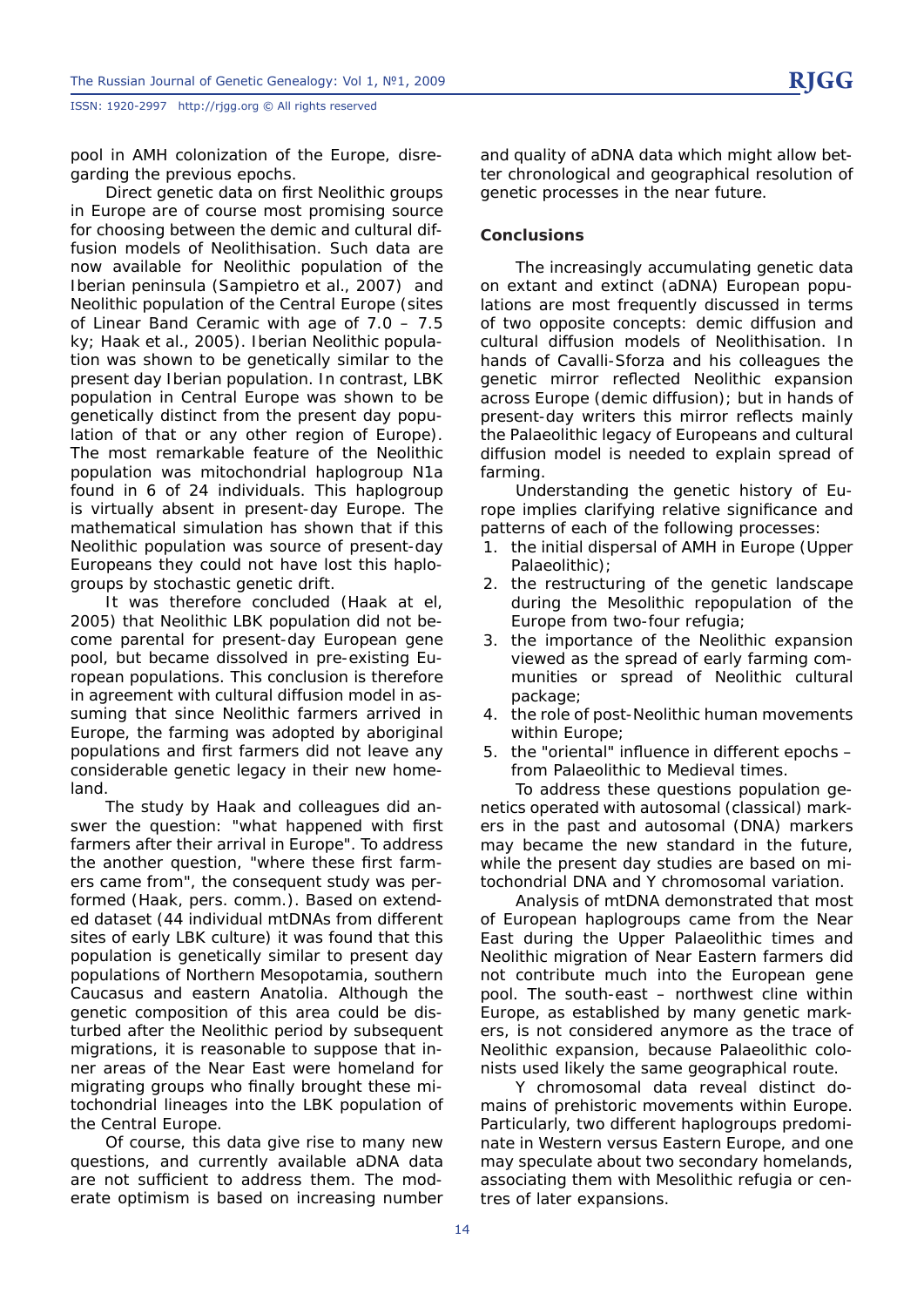pool in AMH colonization of the Europe, disregarding the previous epochs.

Direct genetic data on first Neolithic groups in Europe are of course most promising source for choosing between the demic and cultural diffusion models of Neolithisation. Such data are now available for Neolithic population of the Iberian peninsula (Sampietro et al., 2007) and Neolithic population of the Central Europe (sites of Linear Band Ceramic with age of 7.0 – 7.5 ky; Haak et al., 2005). Iberian Neolithic population was shown to be genetically similar to the present day Iberian population. In contrast, LBK population in Central Europe was shown to be genetically distinct from the present day population of that or any other region of Europe). The most remarkable feature of the Neolithic population was mitochondrial haplogroup N1a found in 6 of 24 individuals. This haplogroup is virtually absent in present-day Europe. The mathematical simulation has shown that if this Neolithic population was source of present-day Europeans they could not have lost this haplogroups by stochastic genetic drift.

It was therefore concluded (Haak at el, 2005) that Neolithic LBK population did not become parental for present-day European gene pool, but became dissolved in pre-existing European populations. This conclusion is therefore in agreement with cultural diffusion model in assuming that since Neolithic farmers arrived in Europe, the farming was adopted by aboriginal populations and first farmers did not leave any considerable genetic legacy in their new homeland.

The study by Haak and colleagues did answer the question: "what happened with first farmers after their arrival in Europe". To address the another question, "where these first farmers came from", the consequent study was performed (Haak, pers. comm.). Based on extended dataset (44 individual mtDNAs from different sites of early LBK culture) it was found that this population is genetically similar to present day populations of Northern Mesopotamia, southern Caucasus and eastern Anatolia. Although the genetic composition of this area could be disturbed after the Neolithic period by subsequent migrations, it is reasonable to suppose that inner areas of the Near East were homeland for migrating groups who finally brought these mitochondrial lineages into the LBK population of the Central Europe.

Of course, this data give rise to many new questions, and currently available aDNA data are not sufficient to address them. The moderate optimism is based on increasing number and quality of aDNA data which might allow better chronological and geographical resolution of genetic processes in the near future.

## Conclusions

The increasingly accumulating genetic data on extant and extinct (aDNA) European populations are most frequently discussed in terms of two opposite concepts: demic diffusion and cultural diffusion models of Neolithisation. In hands of Cavalli-Sforza and his colleagues the genetic mirror reflected Neolithic expansion across Europe (demic diffusion); but in hands of present-day writers this mirror reflects mainly the Palaeolithic legacy of Europeans and cultural diffusion model is needed to explain spread of farming.

Understanding the genetic history of Europe implies clarifying relative significance and patterns of each of the following processes:

1. the initial dispersal of AMH in Europe (Upper Palaeolithic);
2. the restructuring of the genetic landscape during the Mesolithic repopulation of the Europe from two-four refugia;
3. the importance of the Neolithic expansion viewed as the spread of early farming communities or spread of Neolithic cultural package;
4. the role of post-Neolithic human movements within Europe;
5. the "oriental" influence in different epochs – from Palaeolithic to Medieval times.

To address these questions population genetics operated with autosomal (classical) markers in the past and autosomal (DNA) markers may became the new standard in the future, while the present day studies are based on mitochondrial DNA and Y chromosomal variation.

Analysis of mtDNA demonstrated that most of European haplogroups came from the Near East during the Upper Palaeolithic times and Neolithic migration of Near Eastern farmers did not contribute much into the European gene pool. The south-east – northwest cline within Europe, as established by many genetic markers, is not considered anymore as the trace of Neolithic expansion, because Palaeolithic colonists used likely the same geographical route.

Y chromosomal data reveal distinct domains of prehistoric movements within Europe. Particularly, two different haplogroups predominate in Western versus Eastern Europe, and one may speculate about two secondary homelands, associating them with Mesolithic refugia or centres of later expansions.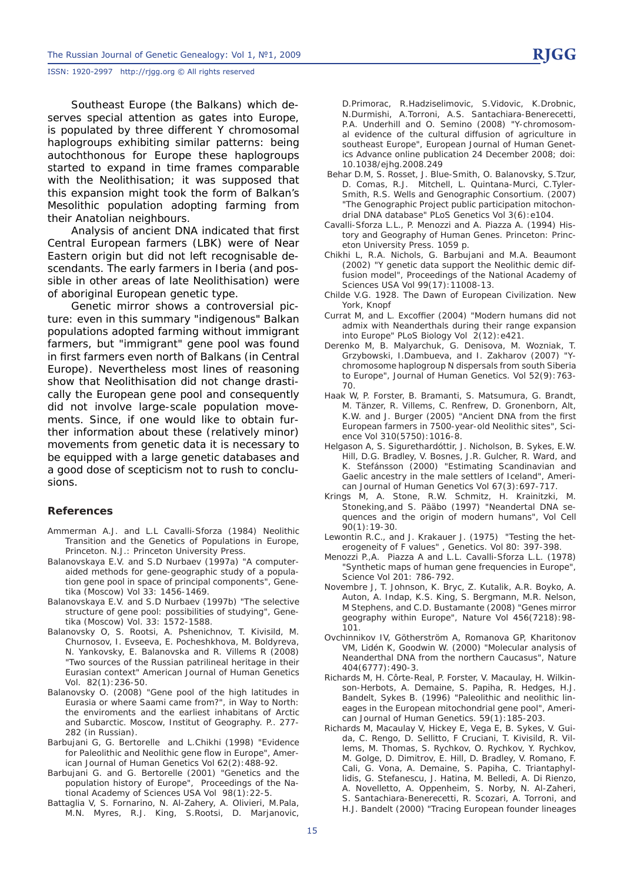Southeast Europe (the Balkans) which deserves special attention as gates into Europe, is populated by three different Y chromosomal haplogroups exhibiting similar patterns: being autochthonous for Europe these haplogroups started to expand in time frames comparable with the Neolithisation; it was supposed that this expansion might took the form of Balkan's Mesolithic population adopting farming from their Anatolian neighbours.

Analysis of ancient DNA indicated that first Central European farmers (LBK) were of Near Eastern origin but did not left recognisable descendants. The early farmers in Iberia (and possible in other areas of late Neolithisation) were of aboriginal European genetic type.

Genetic mirror shows a controversial picture: even in this summary "indigenous" Balkan populations adopted farming without immigrant farmers, but "immigrant" gene pool was found in first farmers even north of Balkans (in Central Europe). Nevertheless most lines of reasoning show that Neolithisation did not change drastically the European gene pool and consequently did not involve large-scale population movements. Since, if one would like to obtain further information about these (relatively minor) movements from genetic data it is necessary to be equipped with a large genetic databases and a good dose of scepticism not to rush to conclusions.

## References

Ammerman A.J. and L.L Cavalli-Sforza (1984) Neolithic Transition and the Genetics of Populations in Europe, Princeton. N.J.: Princeton University Press.

Balanovskaya E.V. and S.D Nurbaev (1997a) "A computer-aided methods for gene-geographic study of a population gene pool in space of principal components", Genetika (Moscow) Vol 33: 1456-1469.

Balanovskaya E.V. and S.D Nurbaev (1997b) "The selective structure of gene pool: possibilities of studying", Genetika (Moscow) Vol. 33: 1572-1588.

Balanovsky O, S. Rootsi, A. Pshenichnov, T. Kivisild, M. Churnosov, I. Evseeva, E. Pocheshkhova, M. Boldyreva, N. Yankovsky, E. Balanovska and R. Villems R (2008) "Two sources of the Russian patrilineal heritage in their Eurasian context" American Journal of Human Genetics Vol. 82(1):236-50.

Balanovsky O. (2008) "Gene pool of the high latitudes in Eurasia or where Saami came from?", in Way to North: the enviroments and the earliest inhabitans of Arctic and Subarctic. Moscow, Institut of Geography. P.. 277-282 (in Russian).

Barbujani G, G. Bertorelle and L.Chikhi (1998) "Evidence for Paleolithic and Neolithic gene flow in Europe", American Journal of Human Genetics Vol 62(2):488-92.

Barbujani G. and G. Bertorelle (2001) "Genetics and the population history of Europe", Proceedings of the National Academy of Sciences USA Vol 98(1):22-5.

Battaglia V, S. Fornarino, N. Al-Zahery, A. Olivieri, M.Pala, M.N. Myres, R.J. King, S.Rootsi, D. Marjanovic, D.Primorac, R.Hadziselimovic, S.Vidovic, K.Drobnic, N.Durmishi, A.Torroni, A.S. Santachiara-Benerecetti, P.A. Underhill and O. Semino (2008) "Y-chromosomal evidence of the cultural diffusion of agriculture in southeast Europe", European Journal of Human Genetics Advance online publication 24 December 2008; doi: 10.1038/ejhg.2008.249

Behar D.M, S. Rosset, J. Blue-Smith, O. Balanovsky, S.Tzur, D. Comas, R.J. Mitchell, L. Quintana-Murci, C.Tyler-Smith, R.S. Wells and Genographic Consortium. (2007) "The Genographic Project public participation mitochondrial DNA database" PLoS Genetics Vol 3(6):e104.

Cavalli-Sforza L.L., P. Menozzi and A. Piazza A. (1994) History and Geography of Human Genes. Princeton: Princeton University Press. 1059 p.

Chikhi L, R.A. Nichols, G. Barbujani and M.A. Beaumont (2002) "Y genetic data support the Neolithic demic diffusion model", Proceedings of the National Academy of Sciences USA Vol 99(17):11008-13.

Childe V.G. 1928. The Dawn of European Civilization. New York, Knopf

Currat M, and L. Excoffier (2004) "Modern humans did not admix with Neanderthals during their range expansion into Europe" PLoS Biology Vol 2(12):e421.

Derenko M, B. Malyarchuk, G. Denisova, M. Wozniak, T. Grzybowski, I.Dambueva, and I. Zakharov (2007) "Y-chromosome haplogroup N dispersals from south Siberia to Europe", Journal of Human Genetics. Vol 52(9):763-70.

Haak W, P. Forster, B. Bramanti, S. Matsumura, G. Brandt, M. Tänzer, R. Villems, C. Renfrew, D. Gronenborn, Alt, K.W. and J. Burger (2005) "Ancient DNA from the first European farmers in 7500-year-old Neolithic sites", Science Vol 310(5750):1016-8.

Helgason A, S. Sigurethardóttir, J. Nicholson, B. Sykes, E.W. Hill, D.G. Bradley, V. Bosnes, J.R. Gulcher, R. Ward, and K. Stefánsson (2000) "Estimating Scandinavian and Gaelic ancestry in the male settlers of Iceland", American Journal of Human Genetics Vol 67(3):697-717.

Krings M, A. Stone, R.W. Schmitz, H. Krainitzki, M. Stoneking,and S. Pääbo (1997) "Neandertal DNA sequences and the origin of modern humans", Vol Cell 90(1):19-30.

Lewontin R.C., and J. Krakauer J. (1975) "Testing the heterogeneity of F values" , Genetics. Vol 80: 397-398.

Menozzi P.,A. Piazza A and L.L. Cavalli-Sforza L.L. (1978) "Synthetic maps of human gene frequencies in Europe", Science Vol 201: 786-792.

Novembre J, T. Johnson, K. Bryc, Z. Kutalik, A.R. Boyko, A. Auton, A. Indap, K.S. King, S. Bergmann, M.R. Nelson, M Stephens, and C.D. Bustamante (2008) "Genes mirror geography within Europe", Nature Vol 456(7218):98-101.

Ovchinnikov IV, Götherström A, Romanova GP, Kharitonov VM, Lidén K, Goodwin W. (2000) "Molecular analysis of Neanderthal DNA from the northern Caucasus", Nature 404(6777):490-3.

Richards M, H. Côrte-Real, P. Forster, V. Macaulay, H. Wilkinson-Herbots, A. Demaine, S. Papiha, R. Hedges, H.J. Bandelt, Sykes B. (1996) "Paleolithic and neolithic lineages in the European mitochondrial gene pool", American Journal of Human Genetics. 59(1):185-203.

Richards M, Macaulay V, Hickey E, Vega E, B. Sykes, V. Guida, C. Rengo, D. Sellitto, F Cruciani, T. Kivisild, R. Villems, M. Thomas, S. Rychkov, O. Rychkov, Y. Rychkov, M. Golge, D. Dimitrov, E. Hill, D. Bradley, V. Romano, F. Cali, G. Vona, A. Demaine, S. Papiha, C. Triantaphyllidis, G. Stefanescu, J. Hatina, M. Belledi, A. Di Rienzo, A. Novelletto, A. Oppenheim, S. Norby, N. Al-Zaheri, S. Santachiara-Benerecetti, R. Scozari, A. Torroni, and H.J. Bandelt (2000) "Tracing European founder lineages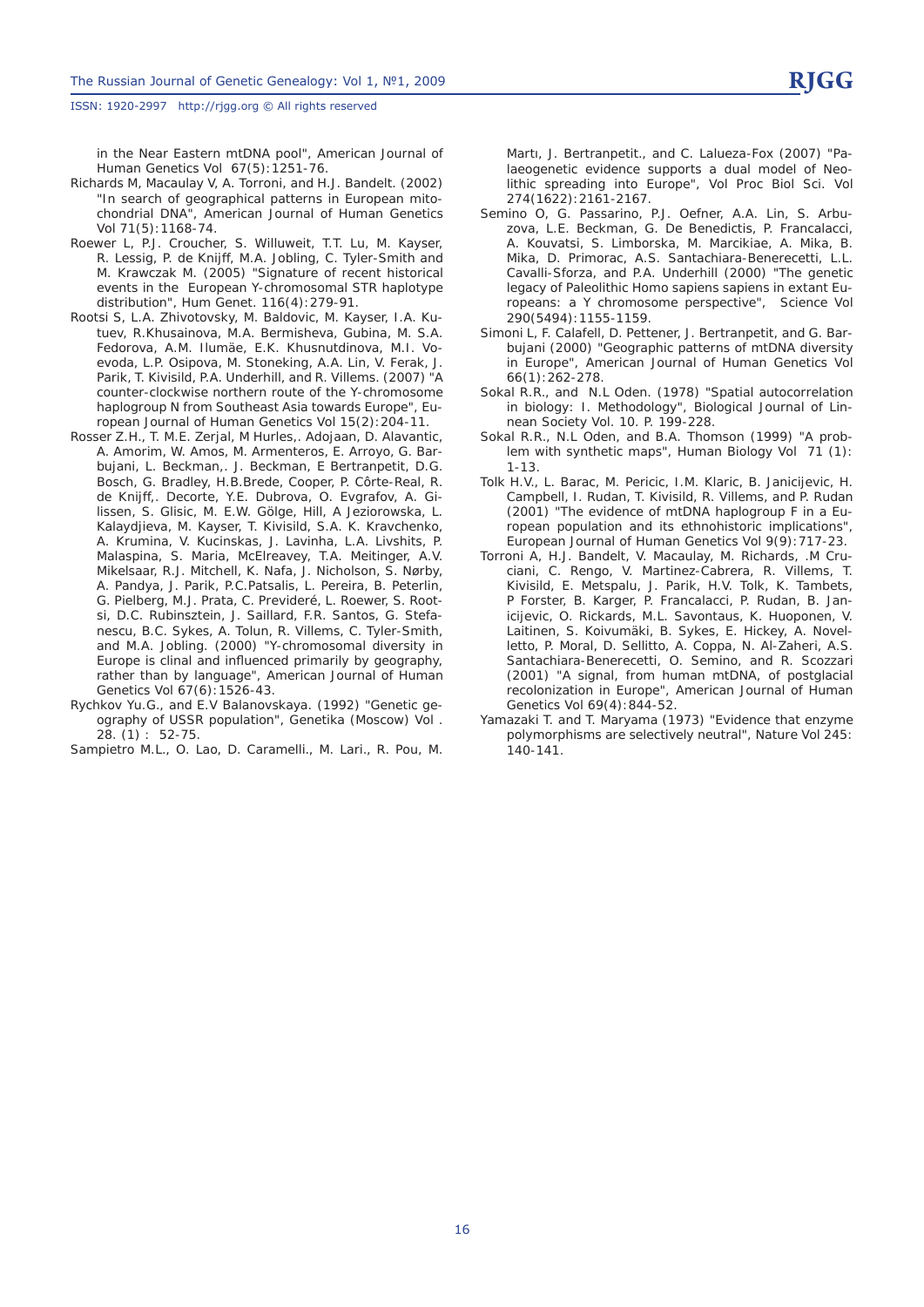in the Near Eastern mtDNA pool", American Journal of Human Genetics Vol 67(5):1251-76.

Richards M, Macaulay V, A. Torroni, and H.J. Bandelt. (2002) "In search of geographical patterns in European mitochondrial DNA", American Journal of Human Genetics Vol 71(5):1168-74.

Roewer L, P.J. Croucher, S. Willuweit, T.T. Lu, M. Kayser, R. Lessig, P. de Knijff, M.A. Jobling, C. Tyler-Smith and M. Krawczak M. (2005) "Signature of recent historical events in the European Y-chromosomal STR haplotype distribution", Hum Genet. 116(4):279-91.

Rootsi S, L.A. Zhivotovsky, M. Baldovic, M. Kayser, I.A. Kutuev, R.Khusainova, M.A. Bermisheva, Gubina, M. S.A. Fedorova, A.M. Ilumäe, E.K. Khusnutdinova, M.I. Voevoda, L.P. Osipova, M. Stoneking, A.A. Lin, V. Ferak, J. Parik, T. Kivisild, P.A. Underhill, and R. Villems. (2007) "A counter-clockwise northern route of the Y-chromosome haplogroup N from Southeast Asia towards Europe", European Journal of Human Genetics Vol 15(2):204-11.

Rosser Z.H., T. M.E. Zerjal, M Hurles,. Adojaan, D. Alavantic, A. Amorim, W. Amos, M. Armenteros, E. Arroyo, G. Barbujani, L. Beckman,. J. Beckman, E Bertranpetit, D.G. Bosch, G. Bradley, H.B.Brede, Cooper, P. Côrte-Real, R. de Knijff,. Decorte, Y.E. Dubrova, O. Evgrafov, A. Gilissen, S. Glisic, M. E.W. Gölge, Hill, A Jeziorowska, L. Kalaydjieva, M. Kayser, T. Kivisild, S.A. K. Kravchenko, A. Krumina, V. Kucinskas, J. Lavinha, L.A. Livshits, P. Malaspina, S. Maria, McElreavey, T.A. Meitinger, A.V. Mikelsaar, R.J. Mitchell, K. Nafa, J. Nicholson, S. Nørby, A. Pandya, J. Parik, P.C.Patsalis, L. Pereira, B. Peterlin, G. Pielberg, M.J. Prata, C. Previderé, L. Roewer, S. Rootsi, D.C. Rubinsztein, J. Saillard, F.R. Santos, G. Stefanescu, B.C. Sykes, A. Tolun, R. Villems, C. Tyler-Smith, and M.A. Jobling. (2000) "Y-chromosomal diversity in Europe is clinal and influenced primarily by geography, rather than by language", American Journal of Human Genetics Vol 67(6):1526-43.

Rychkov Yu.G., and E.V Balanovskaya. (1992) "Genetic geography of USSR population", Genetika (Moscow) Vol . 28. (1) : 52-75.

Sampietro M.L., O. Lao, D. Caramelli., M. Lari., R. Pou, M. Martı, J. Bertranpetit., and C. Lalueza-Fox (2007) "Palaeogenetic evidence supports a dual model of Neolithic spreading into Europe", Vol Proc Biol Sci. Vol 274(1622):2161-2167.

Semino O, G. Passarino, P.J. Oefner, A.A. Lin, S. Arbuzova, L.E. Beckman, G. De Benedictis, P. Francalacci, A. Kouvatsi, S. Limborska, M. Marcikiae, A. Mika, B. Mika, D. Primorac, A.S. Santachiara-Benerecetti, L.L. Cavalli-Sforza, and P.A. Underhill (2000) "The genetic legacy of Paleolithic Homo sapiens sapiens in extant Europeans: a Y chromosome perspective", Science Vol 290(5494):1155-1159.

Simoni L, F. Calafell, D. Pettener, J. Bertranpetit, and G. Barbujani (2000) "Geographic patterns of mtDNA diversity in Europe", American Journal of Human Genetics Vol 66(1):262-278.

Sokal R.R., and N.L Oden. (1978) "Spatial autocorrelation in biology: I. Methodology", Biological Journal of Linnean Society Vol. 10. P. 199-228.

Sokal R.R., N.L Oden, and B.A. Thomson (1999) "A problem with synthetic maps", Human Biology Vol 71 (1): 1-13.

Tolk H.V., L. Barac, M. Pericic, I.M. Klaric, B. Janicijevic, H. Campbell, I. Rudan, T. Kivisild, R. Villems, and P. Rudan (2001) "The evidence of mtDNA haplogroup F in a European population and its ethnohistoric implications", European Journal of Human Genetics Vol 9(9):717-23.

Torroni A, H.J. Bandelt, V. Macaulay, M. Richards, .M Cruciani, C. Rengo, V. Martinez-Cabrera, R. Villems, T. Kivisild, E. Metspalu, J. Parik, H.V. Tolk, K. Tambets, P Forster, B. Karger, P. Francalacci, P. Rudan, B. Janicijevic, O. Rickards, M.L. Savontaus, K. Huoponen, V. Laitinen, S. Koivumäki, B. Sykes, E. Hickey, A. Novelletto, P. Moral, D. Sellitto, A. Coppa, N. Al-Zaheri, A.S. Santachiara-Benerecetti, O. Semino, and R. Scozzari (2001) "A signal, from human mtDNA, of postglacial recolonization in Europe", American Journal of Human Genetics Vol 69(4):844-52.

Yamazaki T. and T. Maryama (1973) "Evidence that enzyme polymorphisms are selectively neutral", Nature Vol 245: 140-141.